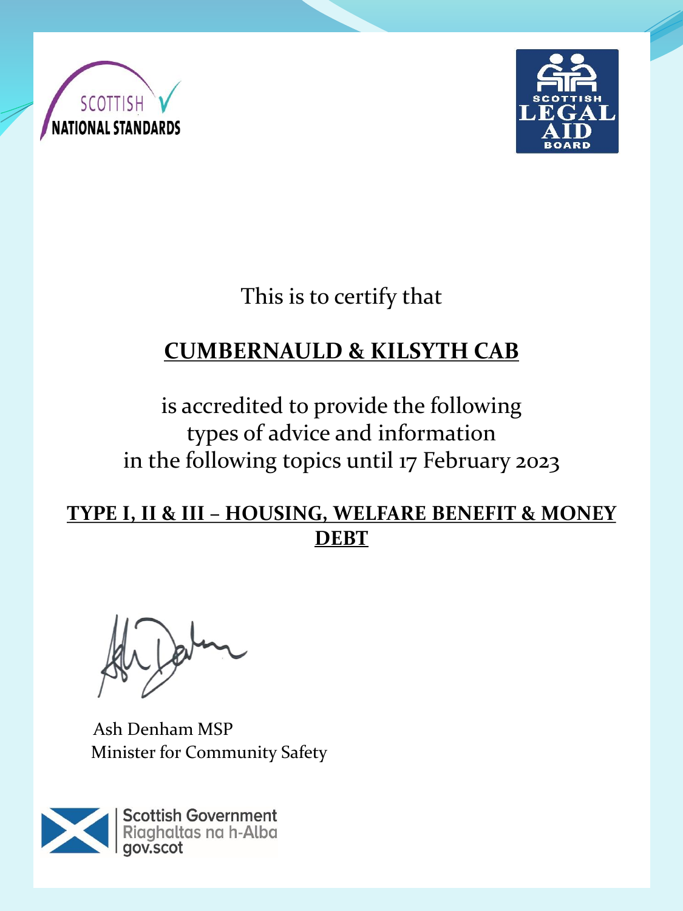SCOTTISH NATIONAL STANDARDS

SCOTTISH LEGAL AID BOARD

This is to certify that

**CUMBERNAULD & KILSYTH CAB**

is accredited to provide the following types of advice and information in the following topics until 17 February 2023

**TYPE I, II & III – HOUSING, WELFARE BENEFIT & MONEY DEBT**

Ash Denham MSP
Minister for Community Safety

Scottish Government
Riaghaltas na h-Alba
gov.scot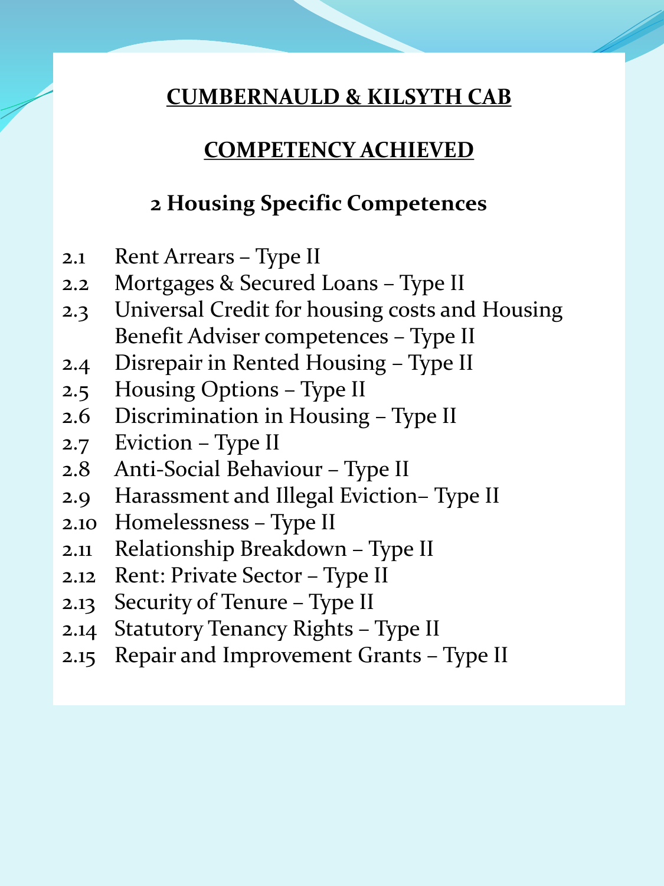# CUMBERNAULD & KILSYTH CAB

## COMPETENCY ACHIEVED

### 2 Housing Specific Competences

2.1 Rent Arrears – Type II
2.2 Mortgages & Secured Loans – Type II
2.3 Universal Credit for housing costs and Housing Benefit Adviser competences – Type II
2.4 Disrepair in Rented Housing – Type II
2.5 Housing Options – Type II
2.6 Discrimination in Housing – Type II
2.7 Eviction – Type II
2.8 Anti-Social Behaviour – Type II
2.9 Harassment and Illegal Eviction– Type II
2.10 Homelessness – Type II
2.11 Relationship Breakdown – Type II
2.12 Rent: Private Sector – Type II
2.13 Security of Tenure – Type II
2.14 Statutory Tenancy Rights – Type II
2.15 Repair and Improvement Grants – Type II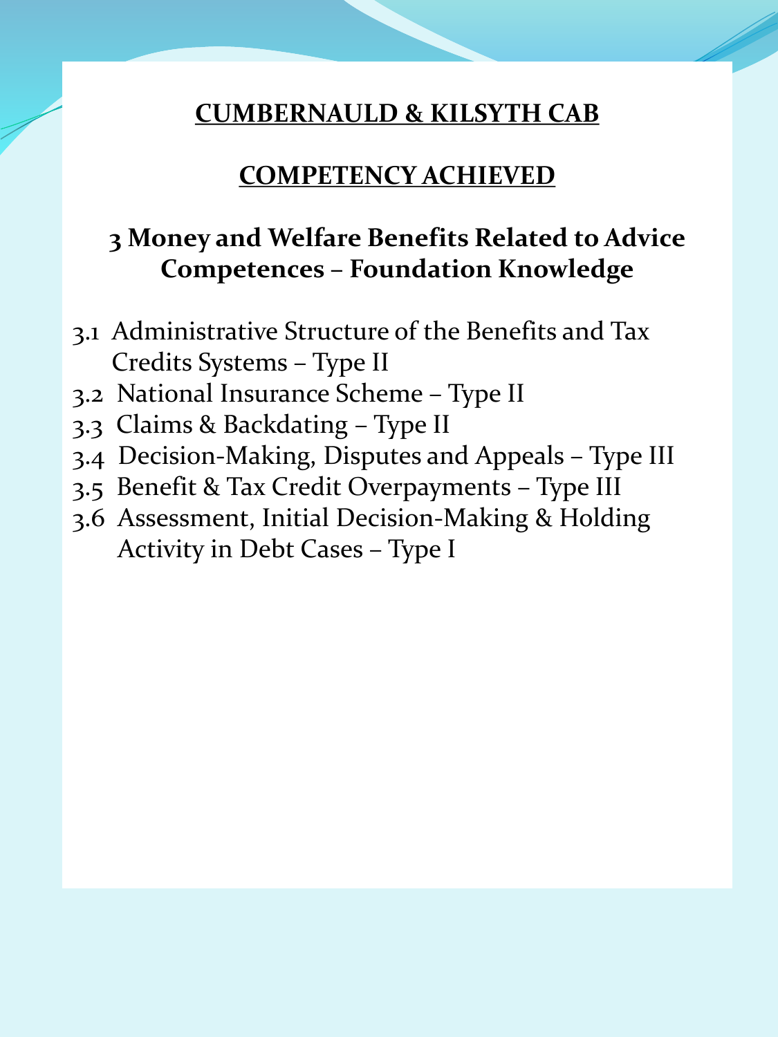## CUMBERNAULD & KILSYTH CAB

## COMPETENCY ACHIEVED

### 3 Money and Welfare Benefits Related to Advice Competences – Foundation Knowledge

- 3.1 Administrative Structure of the Benefits and Tax Credits Systems – Type II
- 3.2 National Insurance Scheme – Type II
- 3.3 Claims & Backdating – Type II
- 3.4 Decision-Making, Disputes and Appeals – Type III
- 3.5 Benefit & Tax Credit Overpayments – Type III
- 3.6 Assessment, Initial Decision-Making & Holding Activity in Debt Cases – Type I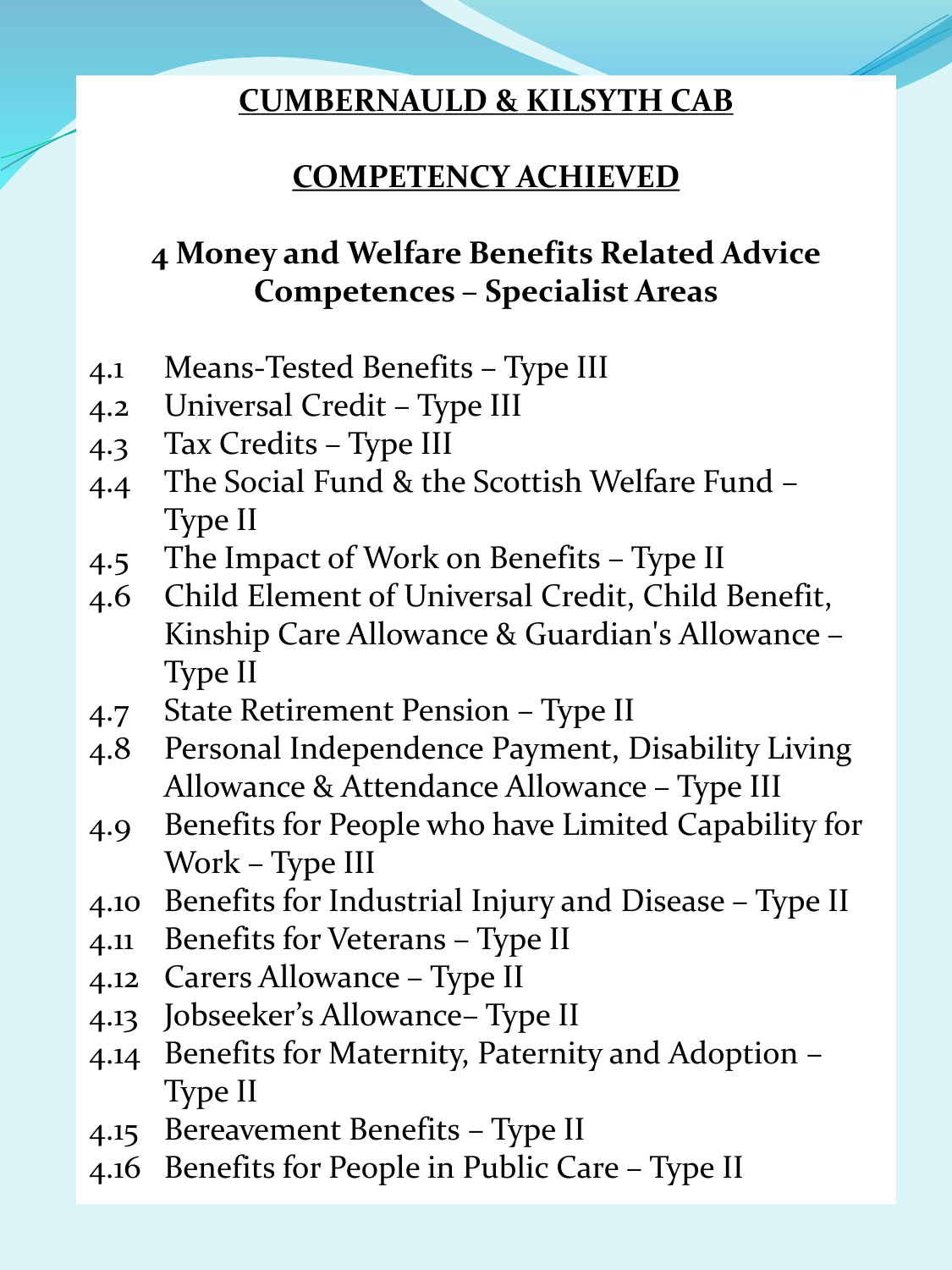# CUMBERNAULD & KILSYTH CAB

## COMPETENCY ACHIEVED

### 4 Money and Welfare Benefits Related Advice Competences – Specialist Areas

- 4.1 Means-Tested Benefits – Type III
- 4.2 Universal Credit – Type III
- 4.3 Tax Credits – Type III
- 4.4 The Social Fund & the Scottish Welfare Fund – Type II
- 4.5 The Impact of Work on Benefits – Type II
- 4.6 Child Element of Universal Credit, Child Benefit, Kinship Care Allowance & Guardian's Allowance – Type II
- 4.7 State Retirement Pension – Type II
- 4.8 Personal Independence Payment, Disability Living Allowance & Attendance Allowance – Type III
- 4.9 Benefits for People who have Limited Capability for Work – Type III
- 4.10 Benefits for Industrial Injury and Disease – Type II
- 4.11 Benefits for Veterans – Type II
- 4.12 Carers Allowance – Type II
- 4.13 Jobseeker's Allowance– Type II
- 4.14 Benefits for Maternity, Paternity and Adoption – Type II
- 4.15 Bereavement Benefits – Type II
- 4.16 Benefits for People in Public Care – Type II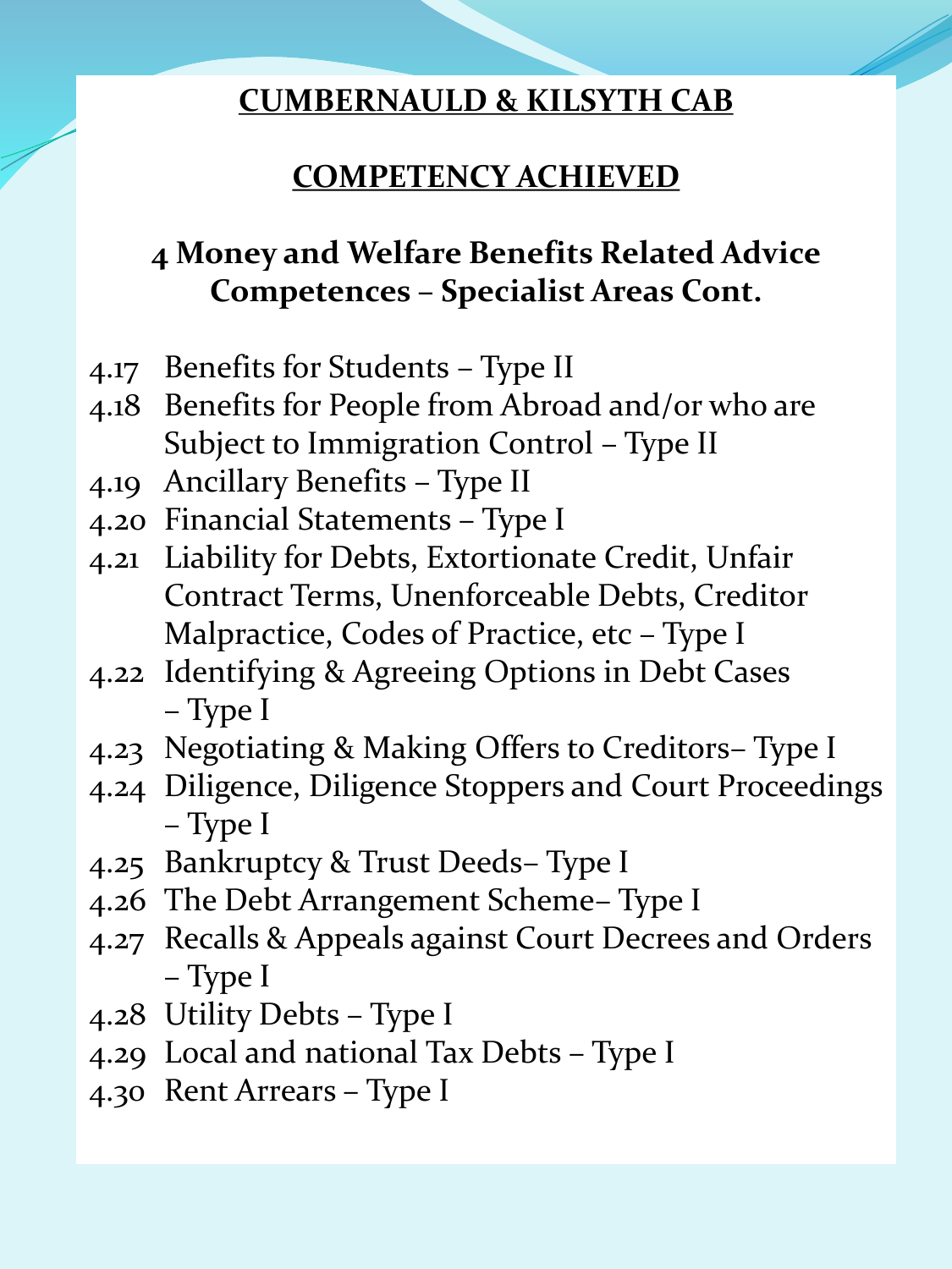# CUMBERNAULD & KILSYTH CAB

## COMPETENCY ACHIEVED

### 4 Money and Welfare Benefits Related Advice Competences – Specialist Areas Cont.

- 4.17 Benefits for Students – Type II
- 4.18 Benefits for People from Abroad and/or who are Subject to Immigration Control – Type II
- 4.19 Ancillary Benefits – Type II
- 4.20 Financial Statements – Type I
- 4.21 Liability for Debts, Extortionate Credit, Unfair Contract Terms, Unenforceable Debts, Creditor Malpractice, Codes of Practice, etc – Type I
- 4.22 Identifying & Agreeing Options in Debt Cases – Type I
- 4.23 Negotiating & Making Offers to Creditors– Type I
- 4.24 Diligence, Diligence Stoppers and Court Proceedings – Type I
- 4.25 Bankruptcy & Trust Deeds– Type I
- 4.26 The Debt Arrangement Scheme– Type I
- 4.27 Recalls & Appeals against Court Decrees and Orders – Type I
- 4.28 Utility Debts – Type I
- 4.29 Local and national Tax Debts – Type I
- 4.30 Rent Arrears – Type I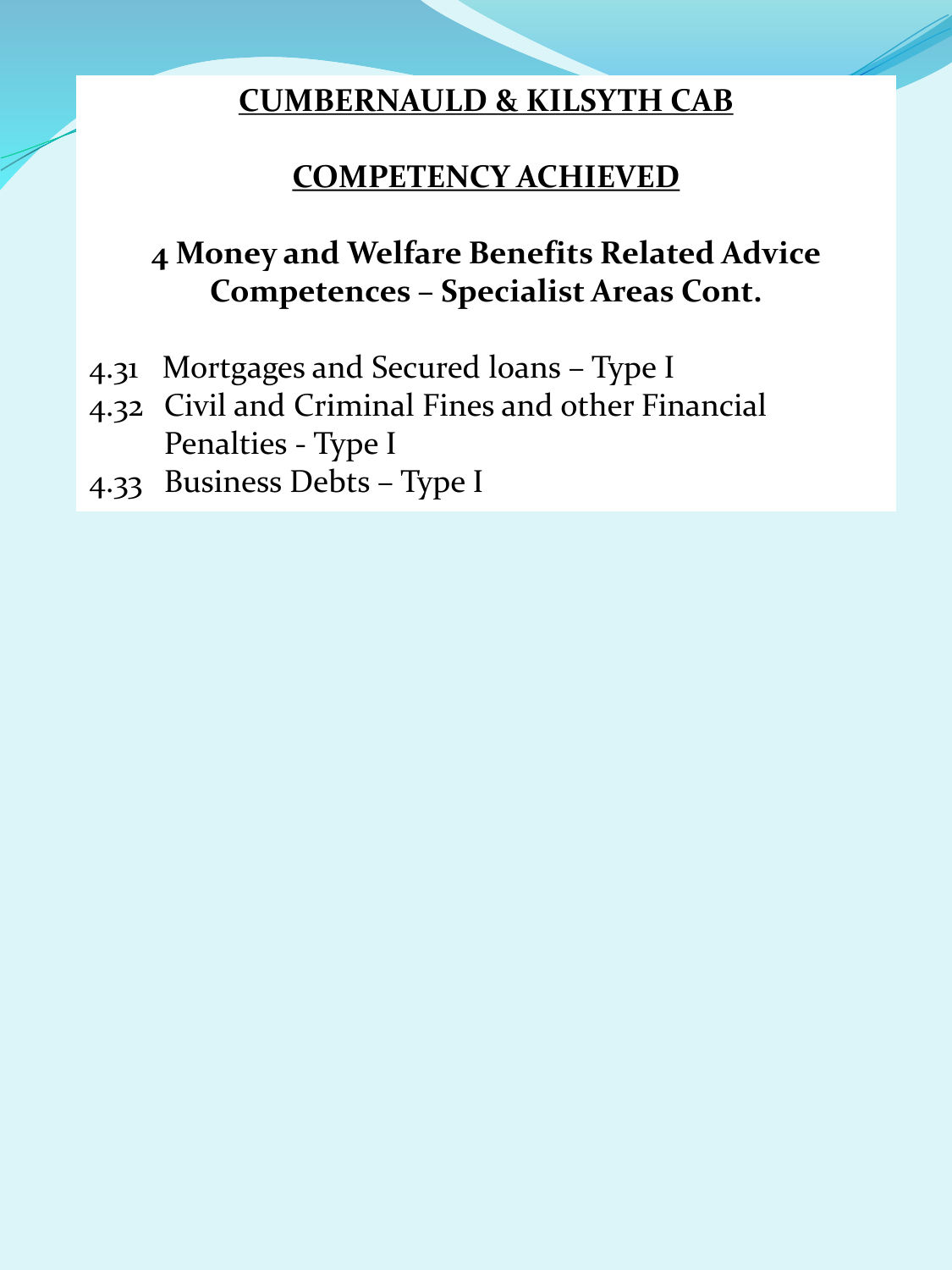# CUMBERNAULD & KILSYTH CAB

## COMPETENCY ACHIEVED

### 4 Money and Welfare Benefits Related Advice Competences – Specialist Areas Cont.

4.31 Mortgages and Secured loans – Type I
4.32 Civil and Criminal Fines and other Financial Penalties - Type I
4.33 Business Debts – Type I